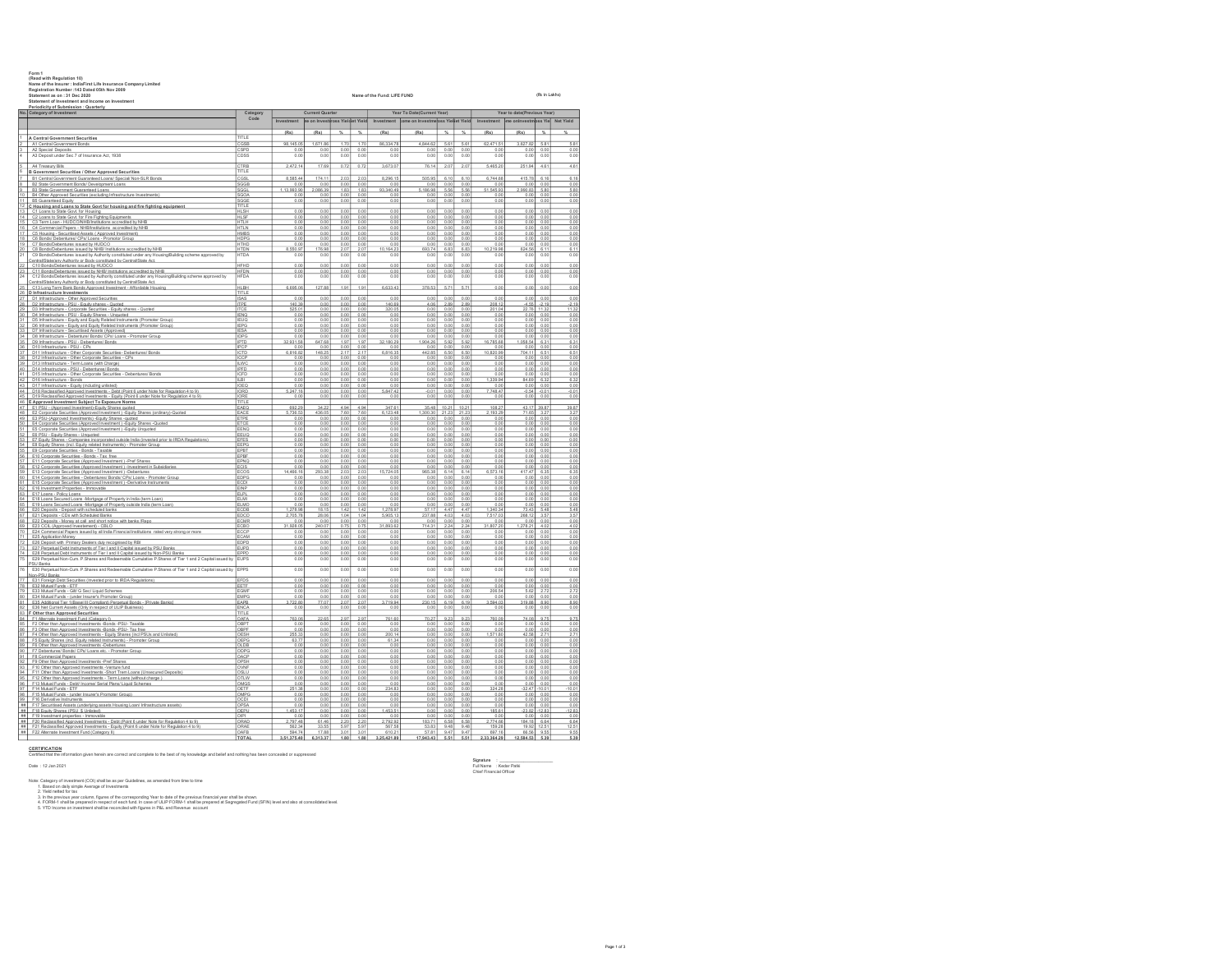Form 1
(Read with Regulation 10)
Name of the Insurer : IndiaFirst Life Insurance Company Limited
Registration Number : 143 Dated 05th Nov 2009
Statement as on : 31 Dec 2020
Statement of Investment and Income on Investment
Periodicity of Submission : Quarterly

Name of the Fund: LIFE FUND

(Rs in Lakhs)

| No. | Category of Investment | Category Code | Current Quarter | | | | Year To Date(Current Year) | | | | Year to date(Previous Year) | | | |
|---|---|---|---|---|---|---|---|---|---|---|---|---|---|---|
| | | | Investment | Income on Investment | Gross Yield | Net Yield | Investment | Income on Investment | Gross Yield | Net Yield | Investment | Income on Investment | Gross Yield | Net Yield |
| | | | (Rs) | (Rs) | % | % | (Rs) | (Rs) | % | % | (Rs) | (Rs) | % | % |
| 1 | A Central Government Securities | TITLE | | | | | | | | | | | | |
| 2 | A1 Central Government Bonds | CGSB | 90,145.05 | 1,671.86 | 1.70 | 1.70 | 86,334.78 | 4,844.62 | 5.61 | 5.61 | 62,471.51 | 3,627.82 | 5.81 | 5.81 |
| 3 | A2 Special Deposits | CSPD | 0.00 | 0.00 | 0.00 | 0.00 | 0.00 | 0.00 | 0.00 | 0.00 | 0.00 | 0.00 | 0.00 | 0.00 |
| 4 | A3 Deposit under Sec 7 of Insurance Act, 1938 | CDSS | 0.00 | 0.00 | 0.00 | 0.00 | 0.00 | 0.00 | 0.00 | 0.00 | 0.00 | 0.00 | 0.00 | 0.00 |
| 5 | A4 Treasury Bills | CTRB | 2,472.14 | 17.69 | 0.72 | 0.72 | 3,673.07 | 76.14 | 2.07 | 2.07 | 5,465.20 | 251.94 | 4.61 | 4.61 |
| 6 | B Government Securities / Other Approved Securities | TITLE | | | | | | | | | | | | |
| 7 | B1 Central Government Guaranteed Loans/ Special/ Non-SLR Bonds | CGSL | 8,585.44 | 174.11 | 2.03 | 2.03 | 8,296.15 | 505.95 | 6.10 | 6.10 | 6,744.68 | 415.78 | 6.16 | 6.16 |
| 8 | B2 State Government Bonds/ Development Loans | SGGB | 0.00 | 0.00 | 0.00 | 0.00 | 0.00 | 0.00 | 0.00 | 0.00 | 0.00 | 0.00 | 0.00 | 0.00 |
| 9 | B3 State Government Guaranteed Loans | SGGL | 1,13,583.06 | 2,086.39 | 1.83 | 1.83 | 93,340.49 | 5,186.98 | 5.56 | 5.56 | 51,345.93 | 2,980.03 | 5.80 | 5.80 |
| 10 | B4 Other Approved Securities (excluding Infrastructure Investments) | SGOA | 0.00 | 0.00 | 0.00 | 0.00 | 0.00 | 0.00 | 0.00 | 0.00 | 0.00 | 0.00 | 0.00 | 0.00 |
| 11 | B5 Guaranteed Equity | SGGE | 0.00 | 0.00 | 0.00 | 0.00 | 0.00 | 0.00 | 0.00 | 0.00 | 0.00 | 0.00 | 0.00 | 0.00 |
| 12 | C Housing and Loans to State Govt for housing and fire fighting equipment | TITLE | | | | | | | | | | | | |
| 13 | C1 Loans to State Govt. for Housing | HLSH | 0.00 | 0.00 | 0.00 | 0.00 | 0.00 | 0.00 | 0.00 | 0.00 | 0.00 | 0.00 | 0.00 | 0.00 |
| 14 | C2 Loans to State Govt. for Fire Fighting Equipments | HLSF | 0.00 | 0.00 | 0.00 | 0.00 | 0.00 | 0.00 | 0.00 | 0.00 | 0.00 | 0.00 | 0.00 | 0.00 |
| 15 | C3 Term Loan - HUDCO/NHB/Institutions accredited by NHB | HTLH | 0.00 | 0.00 | 0.00 | 0.00 | 0.00 | 0.00 | 0.00 | 0.00 | 0.00 | 0.00 | 0.00 | 0.00 |
| 16 | C4 Commercial Papers - NHB/Institutions accredited by NHB | HTLN | 0.00 | 0.00 | 0.00 | 0.00 | 0.00 | 0.00 | 0.00 | 0.00 | 0.00 | 0.00 | 0.00 | 0.00 |
| 17 | C5 Housing - Securitised Assets ( Approved Investment) | HMBS | 0.00 | 0.00 | 0.00 | 0.00 | 0.00 | 0.00 | 0.00 | 0.00 | 0.00 | 0.00 | 0.00 | 0.00 |
| 18 | C6 Bonds/ Debentures/ CPs/ Loans - Promotor Group | HDPG | 0.00 | 0.00 | 0.00 | 0.00 | 0.00 | 0.00 | 0.00 | 0.00 | 0.00 | 0.00 | 0.00 | 0.00 |
| 19 | C7 Bonds/Debentures issued by HUDCO | HTHD | 0.00 | 0.00 | 0.00 | 0.00 | 0.00 | 0.00 | 0.00 | 0.00 | 0.00 | 0.00 | 0.00 | 0.00 |
| 20 | C8 Bonds/Debentures issued by NHB/ Institutions accredited by NHB | HTDN | 8,550.97 | 176.98 | 2.07 | 2.07 | 10,164.23 | 693.74 | 6.83 | 6.83 | 10,219.98 | 624.56 | 6.11 | 6.11 |
| 21 | C9 Bonds/Debentures issued by Authority constituted under any Housing/Building scheme approved by Central/State/any Authority or Body constituted by Central/State Act. | HTDA | 0.00 | 0.00 | 0.00 | 0.00 | 0.00 | 0.00 | 0.00 | 0.00 | 0.00 | 0.00 | 0.00 | 0.00 |
| 22 | C10 Bonds/Debentures issued by HUDCO | HFHD | 0.00 | 0.00 | 0.00 | 0.00 | 0.00 | 0.00 | 0.00 | 0.00 | 0.00 | 0.00 | 0.00 | 0.00 |
| 23 | C11 Bonds/Debentures issued by NHB/ Institutions accredited by NHB | HFDN | 0.00 | 0.00 | 0.00 | 0.00 | 0.00 | 0.00 | 0.00 | 0.00 | 0.00 | 0.00 | 0.00 | 0.00 |
| 24 | C12 Bonds/Debentures issued by Authority constituted under any Housing/Building scheme approved by Central/State/any Authority or Body constituted by Central/State Act. | HFDA | 0.00 | 0.00 | 0.00 | 0.00 | 0.00 | 0.00 | 0.00 | 0.00 | 0.00 | 0.00 | 0.00 | 0.00 |
| 25 | C13 Long Term Bank Bonds Approved Investment - Affordable Housing | HLBH | 6,695.06 | 127.98 | 1.91 | 1.91 | 6,633.43 | 378.53 | 5.71 | 5.71 | 0.00 | 0.00 | 0.00 | 0.00 |
| 26 | D Infrastructure Investments | TITLE | | | | | | | | | | | | |
| 27 | D1 Infrastructure - Other Approved Securities | ISAS | 0.00 | 0.00 | 0.00 | 0.00 | 0.00 | 0.00 | 0.00 | 0.00 | 0.00 | 0.00 | 0.00 | 0.00 |
| 28 | D2 Infrastructure - PSU - Equity shares - Quoted | ITPE | 140.28 | 0.00 | 0.00 | 0.00 | 140.89 | 4.06 | 2.89 | 2.89 | 208.12 | -4.55 | -2.19 | -2.19 |
| 29 | D3 Infrastructure - Corporate Securities - Equity shares - Quoted | ITCE | 525.01 | 0.00 | 0.00 | 0.00 | 320.05 | 0.00 | 0.00 | 0.00 | 201.04 | 22.76 | 11.32 | 11.32 |
| 30 | D4 Infrastructure - PSU - Equity Shares - Unquoted | IENQ | 0.00 | 0.00 | 0.00 | 0.00 | 0.00 | 0.00 | 0.00 | 0.00 | 0.00 | 0.00 | 0.00 | 0.00 |
| 31 | D5 Infrastructure - Equity and Equity Related Instruments (Promoter Group) | IEUQ | 0.00 | 0.00 | 0.00 | 0.00 | 0.00 | 0.00 | 0.00 | 0.00 | 0.00 | 0.00 | 0.00 | 0.00 |
| 32 | D6 Infrastructure - Equity and Equity Related Instruments (Promoter Group) | IEPG | 0.00 | 0.00 | 0.00 | 0.00 | 0.00 | 0.00 | 0.00 | 0.00 | 0.00 | 0.00 | 0.00 | 0.00 |
| 33 | D7 Infrastructure - Securitised Assets (Approved) | IESA | 0.00 | 0.00 | 0.00 | 0.00 | 0.00 | 0.00 | 0.00 | 0.00 | 0.00 | 0.00 | 0.00 | 0.00 |
| 34 | D8 Infrastructure - Debenture/ Bonds/ CPs/ Loans - Promoter Group | IDPG | 0.00 | 0.00 | 0.00 | 0.00 | 0.00 | 0.00 | 0.00 | 0.00 | 0.00 | 0.00 | 0.00 | 0.00 |
| 35 | D9 Infrastructure - PSU - Debentures/ Bonds | IPTD | 32,931.58 | 647.68 | 1.97 | 1.97 | 32,180.29 | 1,904.36 | 5.92 | 5.92 | 16,785.68 | 1,058.54 | 6.31 | 6.31 |
| 36 | D10 Infrastructure - PSU - CPs | IPCP | 0.00 | 0.00 | 0.00 | 0.00 | 0.00 | 0.00 | 0.00 | 0.00 | 0.00 | 0.00 | 0.00 | 0.00 |
| 37 | D11 Infrastructure - Other Corporate Securities - Debentures/ Bonds | ICTD | 6,816.92 | 148.25 | 2.17 | 2.17 | 6,816.35 | 442.85 | 6.50 | 6.50 | 10,830.99 | 704.11 | 6.51 | 6.51 |
| 38 | D12 Infrastructure - Other Corporate Securities - CPs | ICCP | 0.00 | 0.00 | 0.00 | 0.00 | 0.00 | 0.00 | 0.00 | 0.00 | 0.00 | 0.00 | 0.00 | 0.00 |
| 39 | D13 Infrastructure - Term Loans (with Charge) | ILWC | 0.00 | 0.00 | 0.00 | 0.00 | 0.00 | 0.00 | 0.00 | 0.00 | 0.00 | 0.00 | 0.00 | 0.00 |
| 40 | D14 Infrastructure - PSU - Debentures/ Bonds | IPFD | 0.00 | 0.00 | 0.00 | 0.00 | 0.00 | 0.00 | 0.00 | 0.00 | 0.00 | 0.00 | 0.00 | 0.00 |
| 41 | D15 Infrastructure - Other Corporate Securities - Debentures/ Bonds | ICFD | 0.00 | 0.00 | 0.00 | 0.00 | 0.00 | 0.00 | 0.00 | 0.00 | 0.00 | 0.00 | 0.00 | 0.00 |
| 42 | D16 Infrastructure - Bonds | ILBI | 0.00 | 0.00 | 0.00 | 0.00 | 0.00 | 0.00 | 0.00 | 0.00 | 1,339.94 | 84.69 | 6.32 | 6.32 |
| 43 | D17 Infrastructure - Equity (including unlisted) | IOEQ | 0.00 | 0.00 | 0.00 | 0.00 | 0.00 | 0.00 | 0.00 | 0.00 | 0.00 | 0.00 | 0.00 | 0.00 |
| 44 | D18 Reclassified Approved Investments - Debt (Point 6 under Note for Regulation 4 to 9) | IORD | 5,247.16 | 0.00 | 0.00 | 0.00 | 5,847.42 | -0.17 | 0.00 | 0.00 | 7,748.47 | -0.54 | -0.01 | -0.01 |
| 45 | D19 Reclassified Approved Investments - Equity (Point 6 under Note for Regulation 4 to 9) | IORE | 0.00 | 0.00 | 0.00 | 0.00 | 0.00 | 0.00 | 0.00 | 0.00 | 0.00 | 0.00 | 0.00 | 0.00 |
| 46 | E Approved Investment Subject To Exposure Norms | TITLE | | | | | | | | | | | | |
| 47 | E1 PSU - (Approved Investment)-Equity Shares quoted | EAEQ | 692.27 | 34.22 | 4.94 | 4.94 | 347.61 | 35.48 | 10.21 | 10.21 | 108.27 | 43.17 | 39.87 | 39.87 |
| 48 | E2 Corporate Securities (Approved Investment ) -Equity Shares (ordinary)-Quoted | EACE | 5,739.53 | 436.05 | 7.60 | 7.60 | 6,123.48 | 1,300.30 | 21.23 | 21.23 | 2,193.29 | 71.65 | 3.27 | 3.27 |
| 49 | E3 PSU-(Approved Investments) -Equity Shares -quoted | ETPE | 0.00 | 0.00 | 0.00 | 0.00 | 0.00 | 0.00 | 0.00 | 0.00 | 0.00 | 0.00 | 0.00 | 0.00 |
| 50 | E4 Corporate Securities (Approved Investment ) -Equity Shares -Quoted | ETCE | 0.00 | 0.00 | 0.00 | 0.00 | 0.00 | 0.00 | 0.00 | 0.00 | 0.00 | 0.00 | 0.00 | 0.00 |
| 51 | E5 Corporate Securities (Approved Investment ) -Equity Unquoted | EENQ | 0.00 | 0.00 | 0.00 | 0.00 | 0.00 | 0.00 | 0.00 | 0.00 | 0.00 | 0.00 | 0.00 | 0.00 |
| 52 | E6 PSU - Equity Shares - Unquoted | EEUQ | 0.00 | 0.00 | 0.00 | 0.00 | 0.00 | 0.00 | 0.00 | 0.00 | 0.00 | 0.00 | 0.00 | 0.00 |
| 53 | E7 Equity Shares - Companies incorporated outside India (invested prior to IRDA Regulations) | EFES | 0.00 | 0.00 | 0.00 | 0.00 | 0.00 | 0.00 | 0.00 | 0.00 | 0.00 | 0.00 | 0.00 | 0.00 |
| 54 | E8 Equity Shares (incl. Equity related Instruments) - Promoter Group | EEPG | 0.00 | 0.00 | 0.00 | 0.00 | 0.00 | 0.00 | 0.00 | 0.00 | 0.00 | 0.00 | 0.00 | 0.00 |
| 55 | E9 Corporate Securities - Bonds - Taxable | EPBT | 0.00 | 0.00 | 0.00 | 0.00 | 0.00 | 0.00 | 0.00 | 0.00 | 0.00 | 0.00 | 0.00 | 0.00 |
| 56 | E10 Corporate Securities - Bonds - Tax free | EPBF | 0.00 | 0.00 | 0.00 | 0.00 | 0.00 | 0.00 | 0.00 | 0.00 | 0.00 | 0.00 | 0.00 | 0.00 |
| 57 | E11 Corporate Securities (Approved Investment ) -Pref Shares | EPNQ | 0.00 | 0.00 | 0.00 | 0.00 | 0.00 | 0.00 | 0.00 | 0.00 | 0.00 | 0.00 | 0.00 | 0.00 |
| 58 | E12 Corporate Securities (Approved Investment ) -Investment in Subsidiaries | ECIS | 0.00 | 0.00 | 0.00 | 0.00 | 0.00 | 0.00 | 0.00 | 0.00 | 0.00 | 0.00 | 0.00 | 0.00 |
| 59 | E13 Corporate Securities (Approved Investment ) -Debentures | ECOS | 14,460.15 | 293.38 | 2.03 | 2.03 | 15,724.53 | 965.39 | 6.14 | 6.14 | 6,573.42 | 417.47 | 6.35 | 6.35 |
| 60 | E14 Corporate Securities - Debentures/ Bonds/ CPs/ Loans - Promoter Group | EDPG | 0.00 | 0.00 | 0.00 | 0.00 | 0.00 | 0.00 | 0.00 | 0.00 | 0.00 | 0.00 | 0.00 | 0.00 |
| 61 | E15 Corporate Securities (Approved Investment ) -Derivative Instruments | ECDI | 0.00 | 0.00 | 0.00 | 0.00 | 0.00 | 0.00 | 0.00 | 0.00 | 0.00 | 0.00 | 0.00 | 0.00 |
| 62 | E16 Investment Properties - Immovable | EINP | 0.00 | 0.00 | 0.00 | 0.00 | 0.00 | 0.00 | 0.00 | 0.00 | 0.00 | 0.00 | 0.00 | 0.00 |
| 63 | E17 Loans - Policy Loans | ELPL | 0.00 | 0.00 | 0.00 | 0.00 | 0.00 | 0.00 | 0.00 | 0.00 | 0.00 | 0.00 | 0.00 | 0.00 |
| 64 | E18 Loans Secured Loans -Mortgage of Property in India (term Loan) | ELMI | 0.00 | 0.00 | 0.00 | 0.00 | 0.00 | 0.00 | 0.00 | 0.00 | 0.00 | 0.00 | 0.00 | 0.00 |
| 65 | E19 Loans Secured Loans -Mortgage of Property outside India (term Loan) | ELMO | 0.00 | 0.00 | 0.00 | 0.00 | 0.00 | 0.00 | 0.00 | 0.00 | 0.00 | 0.00 | 0.00 | 0.00 |
| 66 | E20 Deposits - Deposit with scheduled banks | ECDB | 1,276.98 | 18.15 | 1.42 | 1.42 | 1,276.97 | 57.17 | 4.47 | 4.47 | 1,340.34 | 73.43 | 5.48 | 5.48 |
| 67 | E21 Deposits - CDs with Scheduled Banks | EDCD | 2,705.76 | 28.06 | 1.04 | 1.04 | 5,905.13 | 237.88 | 4.03 | 4.03 | 7,517.03 | 268.12 | 3.57 | 3.57 |
| 68 | E22 Deposits - Money at call and short notice with banks /Repo | ECMR | 0.00 | 0.00 | 0.00 | 0.00 | 0.00 | 0.00 | 0.00 | 0.00 | 0.00 | 0.00 | 0.00 | 0.00 |
| 69 | E23 CCIL (Approved Investement) - CBLO | ECBO | 31,928.05 | 240.07 | 0.75 | 0.75 | 31,893.62 | 714.31 | 2.24 | 2.24 | 31,807.20 | 1,278.21 | 4.02 | 4.02 |
| 70 | E24 Commercial Papers issued by all India Financial Institutions rated very strong or more | ECCP | 0.00 | 0.00 | 0.00 | 0.00 | 0.00 | 0.00 | 0.00 | 0.00 | 0.00 | 0.00 | 0.00 | 0.00 |
| 71 | E25 Application Money | ECAM | 0.00 | 0.00 | 0.00 | 0.00 | 0.00 | 0.00 | 0.00 | 0.00 | 0.00 | 0.00 | 0.00 | 0.00 |
| 72 | E26 Deposit with Primary Dealers duly recognised by RBI | EDPD | 0.00 | 0.00 | 0.00 | 0.00 | 0.00 | 0.00 | 0.00 | 0.00 | 0.00 | 0.00 | 0.00 | 0.00 |
| 73 | E27 Perpetual Debt Instruments of Tier I and II Capital issued by PSU Banks | EUPD | 0.00 | 0.00 | 0.00 | 0.00 | 0.00 | 0.00 | 0.00 | 0.00 | 0.00 | 0.00 | 0.00 | 0.00 |
| 74 | E28 Perpetual Debt Instruments of Tier I and II Capital issued by Non-PSU Banks | EPPD | 0.00 | 0.00 | 0.00 | 0.00 | 0.00 | 0.00 | 0.00 | 0.00 | 0.00 | 0.00 | 0.00 | 0.00 |
| 75 | E29 Perpetual Non-Cum. P.Shares and Redeemable Cumulative P.Shares of Tier 1 and 2 Capital issued by PSU Banks | EUPS | 0.00 | 0.00 | 0.00 | 0.00 | 0.00 | 0.00 | 0.00 | 0.00 | 0.00 | 0.00 | 0.00 | 0.00 |
| 76 | E30 Perpetual Non-Cum. P.Shares and Redeemable Cumulative P.Shares of Tier 1 and 2 Capital issued by Non-PSU Banks | EPPS | 0.00 | 0.00 | 0.00 | 0.00 | 0.00 | 0.00 | 0.00 | 0.00 | 0.00 | 0.00 | 0.00 | 0.00 |
| 77 | E31 Foreign Debt Securities (Invested prior to IRDA Regulations) | EFDS | 0.00 | 0.00 | 0.00 | 0.00 | 0.00 | 0.00 | 0.00 | 0.00 | 0.00 | 0.00 | 0.00 | 0.00 |
| 78 | E32 Mutual Funds - ETF | EETF | 0.00 | 0.00 | 0.00 | 0.00 | 0.00 | 0.00 | 0.00 | 0.00 | 0.00 | 0.00 | 0.00 | 0.00 |
| 79 | E33 Mutual Funds - Gilt/ G Sec/ Liquid Schemes | EGMF | 0.00 | 0.00 | 0.00 | 0.00 | 0.00 | 0.00 | 0.00 | 0.00 | 206.54 | 5.62 | 2.72 | 2.72 |
| 80 | E34 Mutual Funds - (under Insurer's Promoter Group) | EMPG | 0.00 | 0.00 | 0.00 | 0.00 | 0.00 | 0.00 | 0.00 | 0.00 | 0.00 | 0.00 | 0.00 | 0.00 |
| 81 | E35 Additional Tier 1(Basel III Compliant) Perpetual Bonds - [Private Banks] | EAPB | 3,722.98 | 77.07 | 2.07 | 2.07 | 3,719.94 | 230.15 | 6.19 | 6.19 | 3,594.02 | 319.68 | 8.90 | 8.90 |
| 82 | E36 Net Current Assets (Only in respect of ULIP Business) | ENCA | 0.00 | 0.00 | 0.00 | 0.00 | 0.00 | 0.00 | 0.00 | 0.00 | 0.00 | 0.00 | 0.00 | 0.00 |
| 83 | F Other than Approved Investments | TITLE | | | | | | | | | | | | |
| 84 | F1 Alternate Investment Fund (Category I) | OAFA | 760.06 | 22.65 | 2.97 | 2.97 | 761.60 | 70.27 | 9.23 | 9.23 | 760.09 | 74.08 | 9.75 | 9.75 |
| 85 | F2 Other than Approved Investments -Bonds -PSU- Taxable | OBPT | 0.00 | 0.00 | 0.00 | 0.00 | 0.00 | 0.00 | 0.00 | 0.00 | 0.00 | 0.00 | 0.00 | 0.00 |
| 86 | F3 Other than Approved Investments -Bonds -PSU- Tax free | OBPF | 0.00 | 0.00 | 0.00 | 0.00 | 0.00 | 0.00 | 0.00 | 0.00 | 0.00 | 0.00 | 0.00 | 0.00 |
| 87 | F4 Other than Approved Investments - Equity Shares (incl PSUs and Unlisted) | OESH | 255.33 | 0.00 | 0.00 | 0.00 | 200.14 | 0.00 | 0.00 | 0.00 | 1,571.80 | 42.58 | 2.71 | 2.71 |
| 88 | F5 Equity Shares (incl. Equity related Instruments) - Promoter Group | OEPG | 63.77 | 0.00 | 0.00 | 0.00 | 61.34 | 0.00 | 0.00 | 0.00 | 0.00 | 0.00 | 0.00 | 0.00 |
| 89 | F6 Other than Approved Investments -Debentures | OLDB | 0.00 | 0.00 | 0.00 | 0.00 | 0.00 | 0.00 | 0.00 | 0.00 | 0.00 | 0.00 | 0.00 | 0.00 |
| 90 | F7 Debentures/ Bonds/ CPs/ Loans etc. - Promoter Group | ODPG | 0.00 | 0.00 | 0.00 | 0.00 | 0.00 | 0.00 | 0.00 | 0.00 | 0.00 | 0.00 | 0.00 | 0.00 |
| 91 | F8 Commercial Papers | OACP | 0.00 | 0.00 | 0.00 | 0.00 | 0.00 | 0.00 | 0.00 | 0.00 | 0.00 | 0.00 | 0.00 | 0.00 |
| 92 | F9 Other than Approved Investments -Pref Shares | OPSH | 0.00 | 0.00 | 0.00 | 0.00 | 0.00 | 0.00 | 0.00 | 0.00 | 0.00 | 0.00 | 0.00 | 0.00 |
| 93 | F10 Other than Approved Investments -Venture fund | OVNF | 0.00 | 0.00 | 0.00 | 0.00 | 0.00 | 0.00 | 0.00 | 0.00 | 0.00 | 0.00 | 0.00 | 0.00 |
| 94 | F11 Other than Approved Investments -Short Term Loans (Unsecured Deposits) | OSLU | 0.00 | 0.00 | 0.00 | 0.00 | 0.00 | 0.00 | 0.00 | 0.00 | 0.00 | 0.00 | 0.00 | 0.00 |
| 95 | F12 Other than Approved Investments - Term Loans (without charge ) | OTLW | 0.00 | 0.00 | 0.00 | 0.00 | 0.00 | 0.00 | 0.00 | 0.00 | 0.00 | 0.00 | 0.00 | 0.00 |
| 96 | F13 Mutual Funds - Debt/ Income/ Serial Plans/ Liquid Schemes | OMGS | 0.00 | 0.00 | 0.00 | 0.00 | 0.00 | 0.00 | 0.00 | 0.00 | 0.00 | 0.00 | 0.00 | 0.00 |
| 97 | F14 Mutual Funds - ETF | OETF | 251.38 | 0.00 | 0.00 | 0.00 | 234.83 | 0.00 | 0.00 | 0.00 | 324.28 | -32.47 | -10.01 | -10.01 |
| 98 | F15 Mutual Funds - (under Insurer's Promoter Group) | OMPG | 0.00 | 0.00 | 0.00 | 0.00 | 0.00 | 0.00 | 0.00 | 0.00 | 0.00 | 0.00 | 0.00 | 0.00 |
| 99 | F16 Derivative Instruments | OCDI | 0.00 | 0.00 | 0.00 | 0.00 | 0.00 | 0.00 | 0.00 | 0.00 | 0.00 | 0.00 | 0.00 | 0.00 |
| ## | F17 Securitised Assets (underlying assets Housing Loan/ Infrastructure assets) | OPSA | 0.00 | 0.00 | 0.00 | 0.00 | 0.00 | 0.00 | 0.00 | 0.00 | 0.00 | 0.00 | 0.00 | 0.00 |
| ## | F18 Equity Shares (PSU $ Unlisted) | OEPU | 1,453.17 | 0.00 | 0.00 | 0.00 | 1,453.51 | 0.00 | 0.00 | 0.00 | 185.61 | -23.82 | -12.83 | -12.83 |
| ## | F19 Investment properties - Immovable | OIPI | 0.00 | 0.00 | 0.00 | 0.00 | 0.00 | 0.00 | 0.00 | 0.00 | 0.00 | 0.00 | 0.00 | 0.00 |
| ## | F20 Reclassified Approved Investments - Debt (Point 6 under Note for Regulation 4 to 9) | ORAD | 2,797.48 | 61.46 | 2.20 | 2.20 | 2,792.62 | 183.71 | 6.58 | 6.58 | 2,774.60 | 184.18 | 6.64 | 6.64 |
| ## | F21 Reclassified Approved Investments - Equity (Point 6 under Note for Regulation 4 to 9) | ORAE | 562.34 | 33.55 | 5.97 | 5.97 | 567.58 | 53.63 | 9.45 | 9.45 | 159.28 | 19.92 | 12.51 | 12.51 |
| ## | F22 Alternate Investment Fund (Category II) | OAFB | 594.74 | 17.88 | 3.01 | 3.01 | 610.21 | 57.81 | 9.47 | 9.47 | 697.16 | 66.56 | 9.55 | 9.55 |
| | | TOTAL | 3,51,375.46 | 6,313.37 | 1.80 | 1.80 | 3,25,421.89 | 17,943.43 | 5.51 | 5.51 | 2,33,364.25 | 12,084.53 | 5.39 | 5.39 |

**CERTIFICATION**

Certified that the information given herein are correct and complete to the best of my knowledge and belief and nothing has been concealed or suppressed

Date : 12 Jan 2021

Signature : ___________________
Full Name : Kedar Patki
Chief Financial Officer

Note: Category of investment (COI) shall be as per Guidelines, as amended from time to time
1. Based on daily simple Average of Investments
2. Yield netted for tax
3. In the previous year column, figures of the corresponding Year to date of the previous financial year shall be shown.
4. FORM-1 shall be prepared in respect of each fund. In case of ULIP FORM-1 shall be prepared at Segregated Fund (SFIN) level and also at consolidated level.
5. YTD Income on investment shall be reconciled with figures in P&L and Revenue account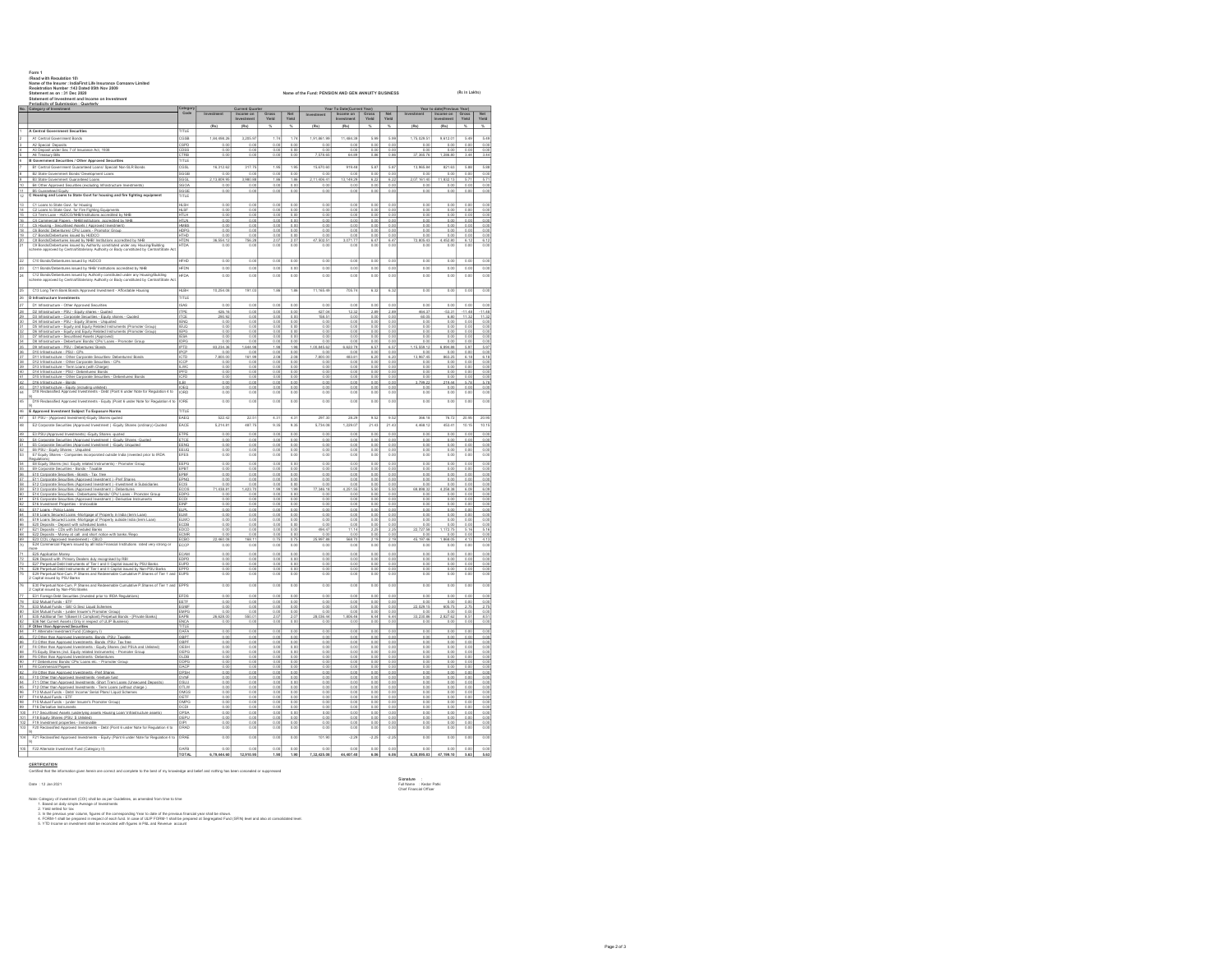**Form 1**
**(Read with Regulation 10)**
**Name of the Insurer : IndiaFirst Life Insurance Company Limited**
**Registration Number :143 Dated 05th Nov 2009**
**Statement as on : 31 Dec 2020**
**Statement of Investment and Income on Investment**
**Periodicity of Submission : Quarterly**

**Name of the Fund: PENSION AND GEN ANNUITY BUSINESS** (Rs in Lakhs)

| No. | Category of Investment | Category Code | Current Quarter | | | | Year To Date(Current Year) | | | | Year to date(Previous Year) | | | |
|---|---|---|---|---|---|---|---|---|---|---|---|---|---|---|
| | | | Investment | Income on Investment | Gross Yield | Net Yield | Investment | Income on Investment | Gross Yield | Net Yield | Investment | Income on Investment | Gross Yield | Net Yield |
| | | | (Rs) | (Rs) | % | % | (Rs) | (Rs) | % | % | (Rs) | (Rs) | % | % |
| 1 | A Central Government Securities | TITLE | | | | | | | | | | | | |
| 2 | A1 Central Government Bonds | CGSB | 1,04,098.26 | 3,285.97 | 1.74 | 1.74 | 1,01,867.99 | 11,484.39 | 5.99 | 5.99 | 1,78,029.51 | 9,612.21 | 5.49 | 5.49 |
| 3 | A2 Special Deposits | CSPD | 0.00 | 0.00 | 0.00 | 0.00 | 0.00 | 0.00 | 0.00 | 0.00 | 0.00 | 0.00 | 0.00 | 0.00 |
| 4 | A3 Deposit under Sec 7 of Insurance Act, 1938 | CDSS | 0.00 | 0.00 | 0.00 | 0.00 | 0.00 | 0.00 | 0.00 | 0.00 | 0.00 | 0.00 | 0.00 | 0.00 |
| 5 | A4 Treasury Bills | CTRB | 0.00 | 0.00 | 0.00 | 0.00 | 7,578.86 | 64.09 | 0.86 | 0.86 | 27,309.76 | 1,208.06 | 3.44 | 3.43 |
| 6 | B Government Securities / Other Approved Securities | TITLE | | | | | | | | | | | | |
| 7 | B1 Central Government Guaranteed Loans/ Special/ Non-SLR Bonds | CGSL | 16,312.62 | 317.75 | 1.95 | 1.95 | 16,070.60 | 970.66 | 5.67 | 5.67 | 13,965.84 | 821.63 | 5.88 | 5.88 |
| 8 | B2 State Government Bonds/ Development Loans | SGGB | 0.00 | 0.00 | 0.00 | 0.00 | 0.00 | 0.00 | 0.00 | 0.00 | 0.00 | 0.00 | 0.00 | 0.00 |
| 9 | B3 State Government Guaranteed Loans | SGGL | 2,13,809.95 | 3,990.08 | 1.86 | 1.86 | 2,11,404.01 | 13,149.29 | 6.22 | 6.22 | 2,07,161.00 | 11,832.13 | 5.71 | 5.71 |
| 10 | B4 Other Approved Securities (excluding Infrastructure Investments) | SGOA | 0.00 | 0.00 | 0.00 | 0.00 | 0.00 | 0.00 | 0.00 | 0.00 | 0.00 | 0.00 | 0.00 | 0.00 |
| 11 | B5 Guaranteed Equity | SGGE | 0.00 | 0.00 | 0.00 | 0.00 | 0.00 | 0.00 | 0.00 | 0.00 | 0.00 | 0.00 | 0.00 | 0.00 |
| 12 | C Housing and Loans to State Govt for housing and fire fighting equipment | TITLE | | | | | | | | | | | | |
| 13 | C1 Loans to State Govt. for Housing | HLSH | 0.00 | 0.00 | 0.00 | 0.00 | 0.00 | 0.00 | 0.00 | 0.00 | 0.00 | 0.00 | 0.00 | 0.00 |
| 14 | C2 Loans to State Govt. for Fire Fighting Equipments | HLSF | 0.00 | 0.00 | 0.00 | 0.00 | 0.00 | 0.00 | 0.00 | 0.00 | 0.00 | 0.00 | 0.00 | 0.00 |
| 15 | C3 Term Loan - HUDCO/NHB/Institutions accredited by NHB | HTLH | 0.00 | 0.00 | 0.00 | 0.00 | 0.00 | 0.00 | 0.00 | 0.00 | 0.00 | 0.00 | 0.00 | 0.00 |
| 16 | C4 Commercial Papers - NHB/Institutions accredited by NHB | HTLN | 0.00 | 0.00 | 0.00 | 0.00 | 0.00 | 0.00 | 0.00 | 0.00 | 0.00 | 0.00 | 0.00 | 0.00 |
| 17 | C5 Housing - Securitised Assets ( Approved Investment) | HMBS | 0.00 | 0.00 | 0.00 | 0.00 | 0.00 | 0.00 | 0.00 | 0.00 | 0.00 | 0.00 | 0.00 | 0.00 |
| 18 | C6 Bonds/ Debentures/ CPs/ Loans - Promotor Group | HDPG | 0.00 | 0.00 | 0.00 | 0.00 | 0.00 | 0.00 | 0.00 | 0.00 | 0.00 | 0.00 | 0.00 | 0.00 |
| 19 | C7 Bonds/Debentures issued by HUDCO | HTHD | 0.00 | 0.00 | 0.00 | 0.00 | 0.00 | 0.00 | 0.00 | 0.00 | 0.00 | 0.00 | 0.00 | 0.00 |
| 20 | C8 Bonds/Debentures issued by NHB/ Institutions accredited by NHB | HTDN | 36,504.12 | 756.26 | 2.07 | 2.07 | 47,902.51 | 3,071.77 | 6.47 | 6.47 | 72,809.43 | 4,452.81 | 6.12 | 6.12 |
| 21 | C9 Bonds/Debentures issued by Authority constituted under any Housing/Building scheme approved by Central/State/any Authority or Body constituted by Central/State Act. | HTDA | 0.00 | 0.00 | 0.00 | 0.00 | 0.00 | 0.00 | 0.00 | 0.00 | 0.00 | 0.00 | 0.00 | 0.00 |
| 22 | C10 Bonds/Debentures issued by HUDCO | HFHD | 0.00 | 0.00 | 0.00 | 0.00 | 0.00 | 0.00 | 0.00 | 0.00 | 0.00 | 0.00 | 0.00 | 0.00 |
| 23 | C11 Bonds/Debentures issued by NHB/ Institutions accredited by NHB | HFDN | 0.00 | 0.00 | 0.00 | 0.00 | 0.00 | 0.00 | 0.00 | 0.00 | 0.00 | 0.00 | 0.00 | 0.00 |
| 24 | C12 Bonds/Debentures issued by Authority constituted under any Housing/Building scheme approved by Central/State/any Authority or Body constituted by Central/State Act. | HFDA | 0.00 | 0.00 | 0.00 | 0.00 | 0.00 | 0.00 | 0.00 | 0.00 | 0.00 | 0.00 | 0.00 | 0.00 |
| 25 | C13 Long Term Bank Bonds Approved Investment - Affordable Housing | HLBH | 10,204.06 | 191.03 | 1.86 | 1.86 | 11,165.49 | 705.79 | 6.32 | 6.32 | 0.00 | 0.00 | 0.00 | 0.00 |
| 26 | D Infrastructure Investments | TITLE | | | | | | | | | | | | |
| 27 | D1 Infrastructure - Other Approved Securities | ISAS | 0.00 | 0.00 | 0.00 | 0.00 | 0.00 | 0.00 | 0.00 | 0.00 | 0.00 | 0.00 | 0.00 | 0.00 |
| 28 | D2 Infrastructure - PSU - Equity shares - Quoted | ITPE | 526.76 | 0.00 | 0.00 | 0.00 | 427.04 | 12.32 | 2.89 | 2.89 | 464.37 | -53.21 | -11.46 | -11.46 |
| 29 | D3 Infrastructure - Corporate Securities - Equity shares - Quoted | ITCE | 260.92 | 0.00 | 0.00 | 0.00 | 169.51 | 0.00 | 0.00 | 0.00 | 60.36 | 6.80 | 11.26 | 11.26 |
| 30 | D4 Infrastructure - PSU - Equity Shares - Unquoted | IENQ | 0.00 | 0.00 | 0.00 | 0.00 | 0.00 | 0.00 | 0.00 | 0.00 | 0.00 | 0.00 | 0.00 | 0.00 |
| 31 | D5 Infrastructure - Equity and Equity Related Instruments (Promoter Group) | IEUQ | 0.00 | 0.00 | 0.00 | 0.00 | 0.00 | 0.00 | 0.00 | 0.00 | 0.00 | 0.00 | 0.00 | 0.00 |
| 32 | D6 Infrastructure - Equity and Equity Related Instruments (Promoter Group) | IEPG | 0.00 | 0.00 | 0.00 | 0.00 | 0.00 | 0.00 | 0.00 | 0.00 | 0.00 | 0.00 | 0.00 | 0.00 |
| 33 | D7 Infrastructure - Securitised Assets (Approved) | IESA | 0.00 | 0.00 | 0.00 | 0.00 | 0.00 | 0.00 | 0.00 | 0.00 | 0.00 | 0.00 | 0.00 | 0.00 |
| 34 | D8 Infrastructure - Debenture/ Bonds/ CPs/ Loans - Promoter Group | IDPG | 0.00 | 0.00 | 0.00 | 0.00 | 0.00 | 0.00 | 0.00 | 0.00 | 0.00 | 0.00 | 0.00 | 0.00 |
| 35 | D9 Infrastructure - PSU - Debentures/ Bonds | IPTD | 83,234.36 | 1,646.08 | 1.98 | 1.98 | 1,00,945.62 | 6,622.79 | 6.57 | 6.57 | 1,15,559.12 | 6,898.86 | 5.97 | 5.97 |
| 36 | D10 Infrastructure - PSU - CPs | IPCP | 0.00 | 0.00 | 0.00 | 0.00 | 0.00 | 0.00 | 0.00 | 0.00 | 0.00 | 0.00 | 0.00 | 0.00 |
| 37 | D11 Infrastructure - Other Corporate Securities- Debentures/ Bonds | ICTD | 7,803.10 | 161.99 | 2.08 | 2.08 | 7,803.01 | 483.01 | 6.20 | 6.20 | 13,967.16 | 863.25 | 6.18 | 6.18 |
| 38 | D12 Infrastructure - Other Corporate Securities - CPs | ICCP | 0.00 | 0.00 | 0.00 | 0.00 | 0.00 | 0.00 | 0.00 | 0.00 | 0.00 | 0.00 | 0.00 | 0.00 |
| 39 | D13 Infrastructure - Term Loans (with Charge) | ILWC | 0.00 | 0.00 | 0.00 | 0.00 | 0.00 | 0.00 | 0.00 | 0.00 | 0.00 | 0.00 | 0.00 | 0.00 |
| 40 | D14 Infrastructure - PSU - Debentures/ Bonds | IPFD | 0.00 | 0.00 | 0.00 | 0.00 | 0.00 | 0.00 | 0.00 | 0.00 | 0.00 | 0.00 | 0.00 | 0.00 |
| 41 | D15 Infrastructure - Other Corporate Securities - Debentures/ Bonds | ICFD | 0.00 | 0.00 | 0.00 | 0.00 | 0.00 | 0.00 | 0.00 | 0.00 | 0.00 | 0.00 | 0.00 | 0.00 |
| 42 | D16 Infrastructure - Bonds | ILBI | 0.00 | 0.00 | 0.00 | 0.00 | 0.00 | 0.00 | 0.00 | 0.00 | 2,798.22 | 219.44 | 5.78 | 5.78 |
| 43 | D17 Infrastructure - Equity (including unlisted) | IOEQ | 0.00 | 0.00 | 0.00 | 0.00 | 0.00 | 0.00 | 0.00 | 0.00 | 0.00 | 0.00 | 0.00 | 0.00 |
| 44 | D18 Reclassified Approved Investments - Debt (Point 6 under Note for Regulation 4 to 9) | IORD | 0.00 | 0.00 | 0.00 | 0.00 | 0.00 | 0.00 | 0.00 | 0.00 | 0.00 | 0.00 | 0.00 | 0.00 |
| 45 | D19 Reclassified Approved Investments - Equity (Point 6 under Note for Regulation 4 to 9) | IORE | 0.00 | 0.00 | 0.00 | 0.00 | 0.00 | 0.00 | 0.00 | 0.00 | 0.00 | 0.00 | 0.00 | 0.00 |
| 46 | E Approved Investment Subject To Exposure Norms | TITLE | | | | | | | | | | | | |
| 47 | E1 PSU - (Approved Investment)-Equity Shares quoted | EAEQ | 522.02 | 22.51 | 4.31 | 4.31 | 297.30 | 28.29 | 9.52 | 9.52 | 368.18 | 76.72 | 20.95 | 20.95 |
| 48 | E2 Corporate Securities (Approved Investment ) -Equity Shares (ordinary)-Quoted | EACE | 5,214.61 | 487.15 | 9.35 | 9.35 | 5,739.59 | 1,229.07 | 21.43 | 21.43 | 6,468.12 | 652.41 | 10.13 | 10.13 |
| 49 | E3 PSU-(Approved Investments) -Equity Shares -quoted | ETPE | 0.00 | 0.00 | 0.00 | 0.00 | 0.00 | 0.00 | 0.00 | 0.00 | 0.00 | 0.00 | 0.00 | 0.00 |
| 50 | E4 Corporate Securities (Approved Investment ) -Equity Shares -Quoted | ETCE | 0.00 | 0.00 | 0.00 | 0.00 | 0.00 | 0.00 | 0.00 | 0.00 | 0.00 | 0.00 | 0.00 | 0.00 |
| 51 | E5 Corporate Securities (Approved Investment ) -Equity Unquoted | EENQ | 0.00 | 0.00 | 0.00 | 0.00 | 0.00 | 0.00 | 0.00 | 0.00 | 0.00 | 0.00 | 0.00 | 0.00 |
| 52 | E6 PSU - Equity Shares - Unquoted | EEUQ | 0.00 | 0.00 | 0.00 | 0.00 | 0.00 | 0.00 | 0.00 | 0.00 | 0.00 | 0.00 | 0.00 | 0.00 |
| 53 | E7 Equity Shares - Companies incorporated outside India (invested prior to IRDA Regulations) | EFES | 0.00 | 0.00 | 0.00 | 0.00 | 0.00 | 0.00 | 0.00 | 0.00 | 0.00 | 0.00 | 0.00 | 0.00 |
| 54 | E8 Equity Shares (incl. Equity related Instruments) - Promoter Group | EEPG | 0.00 | 0.00 | 0.00 | 0.00 | 0.00 | 0.00 | 0.00 | 0.00 | 0.00 | 0.00 | 0.00 | 0.00 |
| 55 | E9 Corporate Securities - Bonds - Taxable | EPBT | 0.00 | 0.00 | 0.00 | 0.00 | 0.00 | 0.00 | 0.00 | 0.00 | 0.00 | 0.00 | 0.00 | 0.00 |
| 56 | E10 Corporate Securities - Bonds - Tax free | EPBF | 0.00 | 0.00 | 0.00 | 0.00 | 0.00 | 0.00 | 0.00 | 0.00 | 0.00 | 0.00 | 0.00 | 0.00 |
| 57 | E11 Corporate Securities (Approved Investment ) -Pref Shares | EPNQ | 0.00 | 0.00 | 0.00 | 0.00 | 0.00 | 0.00 | 0.00 | 0.00 | 0.00 | 0.00 | 0.00 | 0.00 |
| 58 | E12 Corporate Securities (Approved Investment ) -Investment in Subsidiaries | ECIS | 0.00 | 0.00 | 0.00 | 0.00 | 0.00 | 0.00 | 0.00 | 0.00 | 0.00 | 0.00 | 0.00 | 0.00 |
| 59 | E13 Corporate Securities (Approved Investment ) -Debentures | ECOS | 71,658.81 | 1,423.15 | 1.99 | 1.99 | 77,349.74 | 4,251.56 | 5.50 | 5.50 | 68,896.32 | 4,258.35 | 6.18 | 6.18 |
| 60 | E14 Corporate Securities - Debentures/ Bonds/ CPs/ Loans - Promoter Group | EDPG | 0.00 | 0.00 | 0.00 | 0.00 | 0.00 | 0.00 | 0.00 | 0.00 | 0.00 | 0.00 | 0.00 | 0.00 |
| 61 | E15 Corporate Securities (Approved Investment ) -Derivative Instruments | ECDI | 0.00 | 0.00 | 0.00 | 0.00 | 0.00 | 0.00 | 0.00 | 0.00 | 0.00 | 0.00 | 0.00 | 0.00 |
| 62 | E16 Investment Properties - Immovable | EINP | 0.00 | 0.00 | 0.00 | 0.00 | 0.00 | 0.00 | 0.00 | 0.00 | 0.00 | 0.00 | 0.00 | 0.00 |
| 63 | E17 Loans - Policy Loans | ELPL | 0.00 | 0.00 | 0.00 | 0.00 | 0.00 | 0.00 | 0.00 | 0.00 | 0.00 | 0.00 | 0.00 | 0.00 |
| 64 | E18 Loans Secured Loans -Mortgage of Property in India (term Loan) | ELMI | 0.00 | 0.00 | 0.00 | 0.00 | 0.00 | 0.00 | 0.00 | 0.00 | 0.00 | 0.00 | 0.00 | 0.00 |
| 65 | E19 Loans Secured Loans -Mortgage of Property outside India (term Loan) | ELMO | 0.00 | 0.00 | 0.00 | 0.00 | 0.00 | 0.00 | 0.00 | 0.00 | 0.00 | 0.00 | 0.00 | 0.00 |
| 66 | E20 Deposits - Deposit with scheduled banks | ECDB | 0.00 | 0.00 | 0.00 | 0.00 | 0.00 | 0.00 | 0.00 | 0.00 | 0.00 | 0.00 | 0.00 | 0.00 |
| 67 | E21 Deposits - CDs with Scheduled Banks | EDCD | 0.00 | 0.00 | 0.00 | 0.00 | 496.47 | 11.14 | 2.25 | 2.25 | 22,727.58 | 1,172.73 | 5.16 | 5.16 |
| 68 | E22 Deposits - Money at call and short notice with banks /Repo | ECMR | 0.00 | 0.00 | 0.00 | 0.00 | 0.00 | 0.00 | 0.00 | 0.00 | 0.00 | 0.00 | 0.00 | 0.00 |
| 69 | E23 CCIL (Approved Investement) - CBLO | ECBO | 22,460.39 | 166.11 | 0.75 | 0.75 | 25,997.88 | 568.75 | 2.19 | 2.19 | 45,197.66 | 1,868.35 | 4.13 | 4.13 |
| 70 | E24 Commercial Papers issued by all India Financial Institutions rated very strong or more | ECCP | 0.00 | 0.00 | 0.00 | 0.00 | 0.00 | 0.00 | 0.00 | 0.00 | 0.00 | 0.00 | 0.00 | 0.00 |
| 71 | E25 Application Money | ECAM | 0.00 | 0.00 | 0.00 | 0.00 | 0.00 | 0.00 | 0.00 | 0.00 | 0.00 | 0.00 | 0.00 | 0.00 |
| 72 | E26 Deposit with Primary Dealers duly recognised by RBI | EDPD | 0.00 | 0.00 | 0.00 | 0.00 | 0.00 | 0.00 | 0.00 | 0.00 | 0.00 | 0.00 | 0.00 | 0.00 |
| 73 | E27 Perpetual Debt Instruments of Tier I and II Capital issued by PSU Banks | EUPD | 0.00 | 0.00 | 0.00 | 0.00 | 0.00 | 0.00 | 0.00 | 0.00 | 0.00 | 0.00 | 0.00 | 0.00 |
| 74 | E28 Perpetual Debt Instruments of Tier I and II Capital issued by Non-PSU Banks | EPPD | 0.00 | 0.00 | 0.00 | 0.00 | 0.00 | 0.00 | 0.00 | 0.00 | 0.00 | 0.00 | 0.00 | 0.00 |
| 75 | E29 Perpetual Non-Cum. P.Shares and Redeemable Cumulative P.Shares of Tier 1 and 2 Capital issued by PSU Banks | EUPS | 0.00 | 0.00 | 0.00 | 0.00 | 0.00 | 0.00 | 0.00 | 0.00 | 0.00 | 0.00 | 0.00 | 0.00 |
| 76 | E30 Perpetual Non-Cum. P.Shares and Redeemable Cumulative P.Shares of Tier 1 and 2 Capital issued by Non-PSU Banks | EPPS | 0.00 | 0.00 | 0.00 | 0.00 | 0.00 | 0.00 | 0.00 | 0.00 | 0.00 | 0.00 | 0.00 | 0.00 |
| 77 | E31 Foreign Debt Securities (invested prior to IRDA Regulations) | EFDS | 0.00 | 0.00 | 0.00 | 0.00 | 0.00 | 0.00 | 0.00 | 0.00 | 0.00 | 0.00 | 0.00 | 0.00 |
| 78 | E32 Mutual Funds - ETF | EETF | 0.00 | 0.00 | 0.00 | 0.00 | 0.00 | 0.00 | 0.00 | 0.00 | 0.00 | 0.00 | 0.00 | 0.00 |
| 79 | E33 Mutual Funds - Gilt/ G Sec/ Liquid Schemes | EGMF | 0.00 | 0.00 | 0.00 | 0.00 | 0.00 | 0.00 | 0.00 | 0.00 | 22,028.15 | 605.73 | 2.75 | 2.75 |
| 80 | E34 Mutual Funds - (under Insurer's Promoter Group) | EMPG | 0.00 | 0.00 | 0.00 | 0.00 | 0.00 | 0.00 | 0.00 | 0.00 | 0.00 | 0.00 | 0.00 | 0.00 |
| 81 | E35 Additional Tier 1(Basel III Compliant) Perpetual Bonds - [Private Banks] | EAPB | 28,628.05 | 580.07 | 2.07 | 2.07 | 28,036.04 | 1,805.64 | 6.44 | 6.45 | 33,230.86 | 2,827.62 | 8.51 | 8.51 |
| 82 | E36 Net Current Assets (Only in respect of ULIP Business) | ENCA | 0.00 | 0.00 | 0.00 | 0.00 | 0.00 | 0.00 | 0.00 | 0.00 | 0.00 | 0.00 | 0.00 | 0.00 |
| 83 | F Other than Approved Securities | TITLE | | | | | | | | | | | | |
| 84 | F1 Alternate Investment Fund (Category I) | OAFA | 0.00 | 0.00 | 0.00 | 0.00 | 0.00 | 0.00 | 0.00 | 0.00 | 0.00 | 0.00 | 0.00 | 0.00 |
| 85 | F2 Other than Approved Investments -Bonds -PSU- Taxable | OBPT | 0.00 | 0.00 | 0.00 | 0.00 | 0.00 | 0.00 | 0.00 | 0.00 | 0.00 | 0.00 | 0.00 | 0.00 |
| 86 | F3 Other than Approved Investments -Bonds -PSU- Tax free | OBPF | 0.00 | 0.00 | 0.00 | 0.00 | 0.00 | 0.00 | 0.00 | 0.00 | 0.00 | 0.00 | 0.00 | 0.00 |
| 87 | F4 Other than Approved Investments - Equity Shares (incl PSUs and Unlisted) | OESH | 0.00 | 0.00 | 0.00 | 0.00 | 0.00 | 0.00 | 0.00 | 0.00 | 0.00 | 0.00 | 0.00 | 0.00 |
| 88 | F5 Equity Shares (incl. Equity related Instruments) - Promoter Group | OEPG | 0.00 | 0.00 | 0.00 | 0.00 | 0.00 | 0.00 | 0.00 | 0.00 | 0.00 | 0.00 | 0.00 | 0.00 |
| 89 | F6 Other than Approved Investments -Debentures | OLDB | 0.00 | 0.00 | 0.00 | 0.00 | 0.00 | 0.00 | 0.00 | 0.00 | 0.00 | 0.00 | 0.00 | 0.00 |
| 90 | F7 Debentures/ Bonds/ CPs/ Loans etc. - Promoter Group | ODPG | 0.00 | 0.00 | 0.00 | 0.00 | 0.00 | 0.00 | 0.00 | 0.00 | 0.00 | 0.00 | 0.00 | 0.00 |
| 91 | F8 Commercial Papers | OACP | 0.00 | 0.00 | 0.00 | 0.00 | 0.00 | 0.00 | 0.00 | 0.00 | 0.00 | 0.00 | 0.00 | 0.00 |
| 92 | F9 Other than Approved Investments -Pref Shares | OPSH | 0.00 | 0.00 | 0.00 | 0.00 | 0.00 | 0.00 | 0.00 | 0.00 | 0.00 | 0.00 | 0.00 | 0.00 |
| 93 | F10 Other than Approved Investments -Venture fund | OVNF | 0.00 | 0.00 | 0.00 | 0.00 | 0.00 | 0.00 | 0.00 | 0.00 | 0.00 | 0.00 | 0.00 | 0.00 |
| 94 | F11 Other than Approved Investments -Short Trem Loans (Unsecured Deposits) | OSLU | 0.00 | 0.00 | 0.00 | 0.00 | 0.00 | 0.00 | 0.00 | 0.00 | 0.00 | 0.00 | 0.00 | 0.00 |
| 95 | F12 Other than Approved Investments - Term Loans (without charge ) | OTLW | 0.00 | 0.00 | 0.00 | 0.00 | 0.00 | 0.00 | 0.00 | 0.00 | 0.00 | 0.00 | 0.00 | 0.00 |
| 96 | F13 Mutual Funds - Debt/ Income/ Serial Plans/ Liquid Schemes | OMGS | 0.00 | 0.00 | 0.00 | 0.00 | 0.00 | 0.00 | 0.00 | 0.00 | 0.00 | 0.00 | 0.00 | 0.00 |
| 97 | F14 Mutual Funds - ETF | OETF | 0.00 | 0.00 | 0.00 | 0.00 | 0.00 | 0.00 | 0.00 | 0.00 | 0.00 | 0.00 | 0.00 | 0.00 |
| 98 | F15 Mutual Funds - (under Insurer's Promoter Group) | OMPG | 0.00 | 0.00 | 0.00 | 0.00 | 0.00 | 0.00 | 0.00 | 0.00 | 0.00 | 0.00 | 0.00 | 0.00 |
| 99 | F16 Derivative Instruments | OCDI | 0.00 | 0.00 | 0.00 | 0.00 | 0.00 | 0.00 | 0.00 | 0.00 | 0.00 | 0.00 | 0.00 | 0.00 |
| 100 | F17 Securitised Assets (underlying assets Housing Loan/ Infrastructure assets) | OPSA | 0.00 | 0.00 | 0.00 | 0.00 | 0.00 | 0.00 | 0.00 | 0.00 | 0.00 | 0.00 | 0.00 | 0.00 |
| 101 | F18 Equity Shares (PSU $ Unlisted) | OEPU | 0.00 | 0.00 | 0.00 | 0.00 | 0.00 | 0.00 | 0.00 | 0.00 | 0.00 | 0.00 | 0.00 | 0.00 |
| 102 | F19 Investment properties - Immovable | OIPI | 0.00 | 0.00 | 0.00 | 0.00 | 0.00 | 0.00 | 0.00 | 0.00 | 0.00 | 0.00 | 0.00 | 0.00 |
| 103 | F20 Reclassified Approved Investments - Debt (Point 6 under Note for Regulation 4 to 9) | ORAD | 0.00 | 0.00 | 0.00 | 0.00 | 0.00 | 0.00 | 0.00 | 0.00 | 0.00 | 0.00 | 0.00 | 0.00 |
| 104 | F21 Reclassified Approved Investments - Equity (Point 6 under Note for Regulation 4 to 9) | ORAE | 0.00 | 0.00 | 0.00 | 0.00 | 151.90 | -2.29 | -2.25 | -2.25 | 0.00 | 0.00 | 0.00 | 0.00 |
| 105 | F22 Alternate Investment Fund (Category II) | OAFB | 0.00 | 0.00 | 0.00 | 0.00 | 0.00 | 0.00 | 0.00 | 0.00 | 0.00 | 0.00 | 0.00 | 0.00 |
| | | TOTAL | 6,78,464.66 | 12,918.95 | 1.90 | 1.90 | 7,32,425.06 | 44,407.48 | 6.06 | 6.06 | 8,38,895.03 | 47,199.16 | 5.63 | 5.62 |

**CERTIFICATION**

Certified that the information given herein are correct and complete to the best of my knowledge and belief and nothing has been concealed or suppressed

Date : 12 Jan 2021

Signature :
Full Name : Kedar Patki
Chief Financial Officer

Note: Category of investment (COI) shall be as per Guidelines, as amended from time to time
1. Based on daily simple Average of Investments
2. Yield netted for tax
3. In the previous year column, figures of the corresponding Year to date of the previous financial year shall be shown.
4. FORM-1 shall be prepared in respect of each fund. In case of ULIP FORM-1 shall be prepared at Segregated Fund (SFIN) level and also at consolidated level.
5. YTD Income on investment shall be reconciled with figures in P&L and Revenue account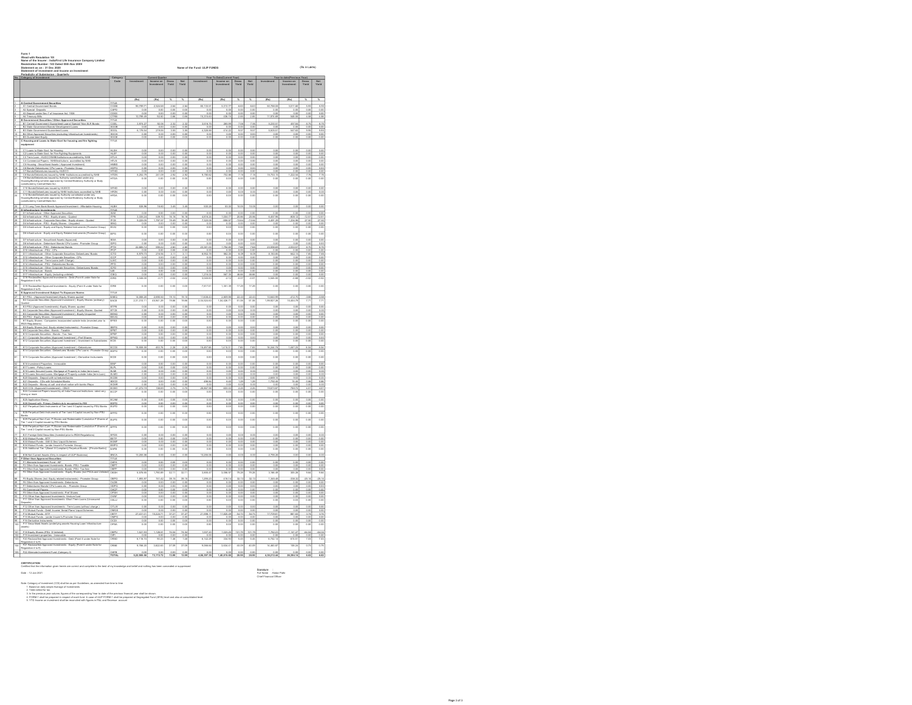Form 1
(Read with Regulation 10)
Name of the Insurer : IndiaFirst Life Insurance Company Limited
Registration Number : 143 Dated 05th Nov 2009
Statement as on : 31 Dec 2020
Statement of Investment and Income on Investment
Periodicity of Submission : Quarterly

Name of the Fund: ULIP FUNDS

(Rs in Lakhs)

| No. | Category of Investment | Category Code | Current Quarter | | | | Year To Date(Current Year) | | | | Year to date(Previous Year) | | | |
|---|---|---|---|---|---|---|---|---|---|---|---|---|---|---|
| | | | Investment | Income on Investment | Gross Yield | Net Yield | Investment | Income on Investment | Gross Yield | Net Yield | Investment | Income on Investment | Gross Yield | Net Yield |
| | | | (Rs) | (Rs) | % | % | (Rs) | (Rs) | % | % | (Rs) | (Rs) | % | % |
| 1 | A Central Government Securities | TITLE | | | | | | | | | | | | |
| 2 | A1 Central Government Bonds | CGSB | 50,799.71 | 2,526.93 | 2.64 | 2.64 | 49,150.51 | 5,373.77 | 6.63 | 6.63 | 50,768.69 | 3,511.60 | 6.93 | 6.93 |
| 3 | A2 Special Deposits | CSPD | 0.00 | 0.00 | 0.00 | 0.00 | 0.00 | 0.00 | 0.00 | 0.00 | 0.00 | 0.00 | 0.00 | 0.00 |
| 4 | A3 Deposit under Sec 7 of Insurance Act, 1938 | CDSS | 0.00 | 0.00 | 0.00 | 0.00 | 0.00 | 0.00 | 0.00 | 0.00 | 0.00 | 0.00 | 0.00 | 0.00 |
| 5 | A4 Treasury Bills | CTRB | 10,796.09 | 92.90 | 0.86 | 0.86 | 15,315.63 | 336.15 | 2.89 | 2.89 | 11,976.89 | 560.30 | 4.38 | 4.38 |
| 6 | B Government Securities / Other Approved Securities | TITLE | | | | | | | | | | | | |
| 7 | B1 Central Government Guaranteed Loans/ Special/ Non-SLR Bonds | CGSL | 3,874.27 | 92.09 | 2.32 | 2.32 | 3,574.75 | 285.09 | 7.56 | 7.56 | 3,253.51 | 207.84 | 6.75 | 6.75 |
| 8 | B2 State Government Bonds/ Development Loans | SGGB | 0.00 | 0.00 | 0.00 | 0.00 | 0.00 | 0.00 | 0.00 | 0.00 | 0.00 | 0.00 | 0.00 | 0.00 |
| 9 | B3 State Government Guaranteed Loans | SGGL | 8,176.54 | 279.80 | 3.50 | 3.50 | 8,326.88 | 674.22 | 8.07 | 8.07 | 5,605.51 | 367.63 | 6.56 | 6.56 |
| 10 | B4 Other Approved Securities (excluding Infrastructure Investments) | SGOA | 0.00 | 0.00 | 0.00 | 0.00 | 0.00 | 0.00 | 0.00 | 0.00 | 0.00 | 0.00 | 0.00 | 0.00 |
| 11 | B5 Guaranteed Equity | SGGE | 0.00 | 0.00 | 0.00 | 0.00 | 0.00 | 0.00 | 0.00 | 0.00 | 0.00 | 0.00 | 0.00 | 0.00 |
| 12 | C Housing and Loans to State Govt for housing and fire fighting equipment | TITLE | | | | | | | | | | | | |
| 13 | C1 Loans to State Govt. for Housing | HLSH | 0.00 | 0.00 | 0.00 | 0.00 | 0.00 | 0.00 | 0.00 | 0.00 | 0.00 | 0.00 | 0.00 | 0.00 |
| 14 | C2 Loans to State Govt. for Fire Fighting Equipments | HLSF | 0.00 | 0.00 | 0.00 | 0.00 | 0.00 | 0.00 | 0.00 | 0.00 | 0.00 | 0.00 | 0.00 | 0.00 |
| 15 | C3 Term Loan - HUDCO/NHB/Institutions accredited by NHB | HTLH | 0.00 | 0.00 | 0.00 | 0.00 | 0.00 | 0.00 | 0.00 | 0.00 | 0.00 | 0.00 | 0.00 | 0.00 |
| 16 | C4 Commercial Papers - NHB/Institutions accredited by NHB | HTLN | 0.00 | 0.00 | 0.00 | 0.00 | 0.00 | 0.00 | 0.00 | 0.00 | 0.00 | 0.00 | 0.00 | 0.00 |
| 17 | C5 Housing - Securitised Assets (Approved Investment) | HMBS | 0.00 | 0.00 | 0.00 | 0.00 | 0.00 | 0.00 | 0.00 | 0.00 | 0.00 | 0.00 | 0.00 | 0.00 |
| 18 | C6 Bonds/Debentures/CPs/Loans - Promotor Group | HDPG | 0.00 | 0.00 | 0.00 | 0.00 | 0.00 | 0.00 | 0.00 | 0.00 | 0.00 | 0.00 | 0.00 | 0.00 |
| 19 | C7 Bonds/Debentures issued by HUDCO | HTHD | 0.00 | 0.00 | 0.00 | 0.00 | 0.00 | 0.00 | 0.00 | 0.00 | 0.00 | 0.00 | 0.00 | 0.00 |
| 20 | C8 Bonds/Debentures issued by NHB/Institutions accredited by NHB | HTDN | 9,292.75 | 261.09 | 2.82 | 2.82 | 9,796.62 | 702.66 | 7.18 | 7.18 | 10,763.16 | 1,202.84 | 7.76 | 7.76 |
| 21 | C9 Bonds/Debentures issued by Authority constituted under any Housing/Building scheme approved by Central/State/any Authority or Body constituted by Central/State Act. | HTDA | 0.00 | 0.00 | 0.00 | 0.00 | 0.00 | 0.00 | 0.00 | 0.00 | 0.00 | 0.00 | 0.00 | 0.00 |
| 22 | C10 Bonds/Debentures issued by HUDCO | HFHD | 0.00 | 0.00 | 0.00 | 0.00 | 0.00 | 0.00 | 0.00 | 0.00 | 0.00 | 0.00 | 0.00 | 0.00 |
| 23 | C11 Bonds/Debentures issued by NHB/ Institutions accredited by NHB | HFDN | 0.00 | 0.00 | 0.00 | 0.00 | 0.00 | 0.00 | 0.00 | 0.00 | 0.00 | 0.00 | 0.00 | 0.00 |
| 24 | C12 Bonds/Debentures issued by Authority constituted under any Housing/Building scheme approved by Central/State/any Authority or Body constituted by Central/State Act. | HFDA | 0.00 | 0.00 | 0.00 | 0.00 | 0.00 | 0.00 | 0.00 | 0.00 | 0.00 | 0.00 | 0.00 | 0.00 |
| 25 | C13 Long Term Bank Bonds Approved Investment – Affordable Housing | HLBH | 836.98 | 19.60 | 2.45 | 2.45 | 335.20 | 50.00 | 15.00 | 15.00 | 0.00 | 0.00 | 0.00 | 0.00 |
| 26 | D Infrastructure Investments | TITLE | | | | | | | | | | | | |
| 27 | D1 Infrastructure - Other Approved Securities | ISAS | 0.00 | 0.00 | 0.00 | 0.00 | 0.00 | 0.00 | 0.00 | 0.00 | 0.00 | 0.00 | 0.00 | 0.00 |
| 28 | D2 Infrastructure - PSU - Equity shares - Quoted | ITPE | 3,339.24 | 608.10 | 18.16 | 18.16 | 4,678.34 | 1,004.77 | 20.99 | 20.99 | 6,407.86 | -808.12 | -12.61 | -12.61 |
| 29 | D3 Infrastructure - Corporate Securities - Equity shares - Quoted | ITCE | 8,225.03 | 1,787.17 | 19.40 | 19.40 | 7,325.06 | 996.57 | 13.64 | 13.64 | 5,497.26 | 1,234.86 | 27.50 | 27.50 |
| 30 | D4 Infrastructure - PSU - Equity Shares - Unquoted | IENQ | 0.00 | 0.00 | 0.00 | 0.00 | 0.00 | 0.00 | 0.00 | 0.00 | 0.00 | 0.00 | 0.00 | 0.00 |
| 31 | D5 Infrastructure - Equity and Equity Related Instruments (Promoter Group) | IEUQ | 0.00 | 0.00 | 0.00 | 0.00 | 0.00 | 0.00 | 0.00 | 0.00 | 0.00 | 0.00 | 0.00 | 0.00 |
| 32 | D6 Infrastructure - Equity and Equity Related Instruments (Promoter Group) | IEPG | 0.00 | 0.00 | 0.00 | 0.00 | 0.00 | 0.00 | 0.00 | 0.00 | 0.00 | 0.00 | 0.00 | 0.00 |
| 33 | D7 Infrastructure - Securitised Assets (Approved) | IESA | 0.00 | 0.00 | 0.00 | 0.00 | 0.00 | 0.00 | 0.00 | 0.00 | 0.00 | 0.00 | 0.00 | 0.00 |
| 34 | D8 Infrastructure - Debenture/ Bonds/ CPs/ Loans - Promoter Group | IDPG | 0.00 | 0.00 | 0.00 | 0.00 | 0.00 | 0.00 | 0.00 | 0.00 | 0.00 | 0.00 | 0.00 | 0.00 |
| 35 | D9 Infrastructure - PSU - Debentures/ Bonds | IPTD | 22,885.12 | 586.22 | 2.60 | 2.60 | 23,787.00 | 1,784.48 | 7.56 | 7.56 | 23,856.68 | 2,053.67 | 8.70 | 8.70 |
| 36 | D10 Infrastructure - PSU - CPs | IPCP | 0.00 | 0.00 | 0.00 | 0.00 | 0.00 | 0.00 | 0.00 | 0.00 | 0.00 | 0.00 | 0.00 | 0.00 |
| 37 | D11 Infrastructure - Other Corporate Securities- Debentures/ Bonds | ICTD | 6,879.73 | 214.56 | 3.11 | 3.11 | 8,953.75 | 562.38 | 6.09 | 6.09 | 8,183.89 | 642.14 | 7.85 | 7.85 |
| 38 | D12 Infrastructure - Other Corporate Securities - CPs | ICCP | 0.00 | 0.00 | 0.00 | 0.00 | 0.00 | 0.00 | 0.00 | 0.00 | 0.00 | 0.00 | 0.00 | 0.00 |
| 39 | D13 Infrastructure - Term Loans (with Charge) | ILWC | 0.00 | 0.00 | 0.00 | 0.00 | 0.00 | 0.00 | 0.00 | 0.00 | 0.00 | 0.00 | 0.00 | 0.00 |
| 40 | D14 Infrastructure - PSU - Debentures/ Bonds | IPFD | 0.00 | 0.00 | 0.00 | 0.00 | 0.00 | 0.00 | 0.00 | 0.00 | 0.00 | 0.00 | 0.00 | 0.00 |
| 41 | D15 Infrastructure - Other Corporate Securities - Debentures/ Bonds | ICFD | 0.00 | 0.00 | 0.00 | 0.00 | 0.00 | 0.00 | 0.00 | 0.00 | 0.00 | 0.00 | 0.00 | 0.00 |
| 42 | D16 Infrastructure - Bonds | ILBI | 0.00 | 0.00 | 0.00 | 0.00 | 0.00 | 0.00 | 0.00 | 0.00 | 0.00 | 0.00 | 0.00 | 0.00 |
| 43 | D17 Infrastructure - Equity (including unlisted) | IOEQ | 0.00 | 0.00 | 0.00 | 0.00 | 1,216.04 | 567.39 | 46.66 | 46.66 | 0.00 | 0.00 | 0.00 | 0.00 |
| 44 | D18 Reclassified Approved Investments - Debt (Point 6 under Note for Regulation 4 to 9) | IORD | 3,048.05 | -0.71 | -0.02 | -0.02 | 3,049.53 | -2.12 | -0.07 | -0.07 | 3,040.30 | -0.96 | -0.03 | -0.03 |
| 45 | D19 Reclassified Approved Investments - Equity (Point 6 under Note for Regulation 4 to 9) | IORE | 0.00 | 0.00 | 0.00 | 0.00 | 7,577.01 | 1,351.39 | 17.28 | 17.28 | 0.00 | 0.00 | 0.00 | 0.00 |
| 46 | E Approved Investment Subject To Exposure Norms | TITLE | | | | | | | | | | | | |
| 47 | E1 PSU - (Approved Investment)-Equity Shares quoted | EAEQ | 14,088.20 | 2,698.50 | 19.10 | 19.10 | 11,636.43 | 2,605.98 | 22.43 | 22.43 | 10,660.99 | 386.21 | 3.65 | 3.65 |
| 48 | E2 Corporate Securities (Approved Investment ) - Equity Shares (ordinary)-Quoted | EACE | 2,31,318.11 | 45,561.29 | 19.86 | 19.86 | 2,03,520.63 | 1,04,026.71 | 51.06 | 51.06 | 1,99,827.26 | 15,401.79 | 7.71 | 7.71 |
| 49 | E3 PSU-(Approved Investments) -Equity Shares -quoted | ETPE | 0.00 | 0.00 | 0.00 | 0.00 | 0.00 | 0.00 | 0.00 | 0.00 | 0.00 | 0.00 | 0.00 | 0.00 |
| 50 | E4 Corporate Securities (Approved Investment ) - Equity Shares - Quoted | ETCE | 0.00 | 0.00 | 0.00 | 0.00 | 0.00 | 0.00 | 0.00 | 0.00 | 0.00 | 0.00 | 0.00 | 0.00 |
| 51 | E5 Corporate Securities (Approved Investment ) - Equity Unquoted | EENQ | 0.00 | 0.00 | 0.00 | 0.00 | 0.00 | 0.00 | 0.00 | 0.00 | 0.00 | 0.00 | 0.00 | 0.00 |
| 52 | E6 PSU - Equity Shares - Unquoted | EEUQ | 0.00 | 0.00 | 0.00 | 0.00 | 0.00 | 0.00 | 0.00 | 0.00 | 0.00 | 0.00 | 0.00 | 0.00 |
| 53 | E7 Equity Shares - Companies incorporated outside India (invested prior to IRDA Regulations) | EFES | 0.00 | 0.00 | 0.00 | 0.00 | 0.00 | 0.00 | 0.00 | 0.00 | 0.00 | 0.00 | 0.00 | 0.00 |
| 54 | E8 Equity Shares (incl. Equity related Instruments) - Promoter Group | EEPG | 0.00 | 0.00 | 0.00 | 0.00 | 0.00 | 0.00 | 0.00 | 0.00 | 0.00 | 0.00 | 0.00 | 0.00 |
| 55 | E9 Corporate Securities - Bonds - Taxable | EPBT | 0.00 | 0.00 | 0.00 | 0.00 | 0.00 | 0.00 | 0.00 | 0.00 | 0.00 | 0.00 | 0.00 | 0.00 |
| 56 | E10 Corporate Securities - Bonds - Tax free | EPBF | 0.00 | 0.00 | 0.00 | 0.00 | 0.00 | 0.00 | 0.00 | 0.00 | 0.00 | 0.00 | 0.00 | 0.00 |
| 57 | E11 Corporate Securities (Approved Investment ) - Pref Shares | EPNQ | 0.00 | 0.00 | 0.00 | 0.00 | 0.00 | 0.00 | 0.00 | 0.00 | 0.00 | 0.00 | 0.00 | 0.00 |
| 58 | E12 Corporate Securities (Approved Investment ) - Investment in Subsidiaries | ECIS | 0.00 | 0.00 | 0.00 | 0.00 | 0.00 | 0.00 | 0.00 | 0.00 | 0.00 | 0.00 | 0.00 | 0.00 |
| 59 | E13 Corporate Securities (Approved Investment ) - Debentures | ECOS | 19,998.59 | 453.76 | 2.28 | 2.28 | 19,497.66 | 1,478.51 | 7.58 | 7.58 | 19,245.79 | 1,687.28 | 8.54 | 8.54 |
| 60 | E14 Corporate Securities - Debentures/ Bonds/ CPs/ Loans - Promoter Group | EDPG | 0.00 | 0.00 | 0.00 | 0.00 | 0.00 | 0.00 | 0.00 | 0.00 | 0.00 | 0.00 | 0.00 | 0.00 |
| 61 | E15 Corporate Securities (Approved Investment ) -Derivative Instruments | ECDI | 0.00 | 0.00 | 0.00 | 0.00 | 0.00 | 0.00 | 0.00 | 0.00 | 0.00 | 0.00 | 0.00 | 0.00 |
| 62 | E16 Investment Properties - Immovable | EINP | 0.00 | 0.00 | 0.00 | 0.00 | 0.00 | 0.00 | 0.00 | 0.00 | 0.00 | 0.00 | 0.00 | 0.00 |
| 63 | E17 Loans - Policy Loans | ELPL | 0.00 | 0.00 | 0.00 | 0.00 | 0.00 | 0.00 | 0.00 | 0.00 | 0.00 | 0.00 | 0.00 | 0.00 |
| 64 | E18 Loans Secured Loans -Mortgage of Property in India (term Loan) | ELMI | 0.00 | 0.00 | 0.00 | 0.00 | 0.00 | 0.00 | 0.00 | 0.00 | 0.00 | 0.00 | 0.00 | 0.00 |
| 65 | E19 Loans Secured Loans -Mortgage of Property outside India (term Loan) | ELMO | 0.00 | 0.00 | 0.00 | 0.00 | 0.00 | 0.00 | 0.00 | 0.00 | 0.00 | 0.00 | 0.00 | 0.00 |
| 66 | E20 Deposits - Deposit with scheduled banks | ECDB | 0.00 | 0.00 | 0.00 | 0.00 | 0.00 | 0.00 | 0.00 | 0.00 | 2,689.15 | 9.63 | 0.33 | 0.33 |
| 67 | E21 Deposits - CDs with Scheduled Banks | EDCD | 0.00 | 0.00 | 0.00 | 0.00 | 896.83 | 6.39 | 1.29 | 1.29 | 1,792.09 | 15.49 | 0.86 | 0.86 |
| 68 | E22 Deposits - Money at call and short notice with banks /Repo | ECMR | 0.00 | 0.00 | 0.00 | 0.00 | 0.00 | 0.00 | 0.00 | 0.00 | 0.00 | 0.00 | 0.00 | 0.00 |
| 69 | E23 CCIL (Approved Investement) - CBLO | ECBO | 21,213.19 | 156.89 | 0.70 | 0.70 | 26,887.99 | 603.03 | 2.25 | 2.25 | 19,473.67 | 783.72 | 4.01 | 4.01 |
| 70 | E24 Commercial Papers issued by all India Financial Institutions rated very strong or more | ECCP | 0.00 | 0.00 | 0.00 | 0.00 | 0.00 | 0.00 | 0.00 | 0.00 | 0.00 | 0.00 | 0.00 | 0.00 |
| 71 | E25 Application Money | ECAM | 0.00 | 0.00 | 0.00 | 0.00 | 0.00 | 0.00 | 0.00 | 0.00 | 0.00 | 0.00 | 0.00 | 0.00 |
| 72 | E26 Deposit with Primary Dealers duly recognised by RBI | EDPD | 0.00 | 0.00 | 0.00 | 0.00 | 0.00 | 0.00 | 0.00 | 0.00 | 0.00 | 0.00 | 0.00 | 0.00 |
| 73 | E27 Perpetual Debt Instruments of Tier I and II Capital issued by PSU Banks | EUPD | 0.00 | 0.00 | 0.00 | 0.00 | 0.00 | 0.00 | 0.00 | 0.00 | 0.00 | 0.00 | 0.00 | 0.00 |
| 74 | E28 Perpetual Debt Instruments of Tier I and II Capital issued by Non-PSU Banks | EPPD | 0.00 | 0.00 | 0.00 | 0.00 | 0.00 | 0.00 | 0.00 | 0.00 | 0.00 | 0.00 | 0.00 | 0.00 |
| 75 | E29 Perpetual Non-Cum. P.Shares and Redeemable Cumulative P.Shares of Tier 1 and 2 Capital issued by PSU Banks | EUPS | 0.00 | 0.00 | 0.00 | 0.00 | 0.00 | 0.00 | 0.00 | 0.00 | 0.00 | 0.00 | 0.00 | 0.00 |
| 76 | E30 Perpetual Non-Cum. P.Shares and Redeemable Cumulative P.Shares of Tier 1 and 2 Capital issued by Non-PSU Banks | EPPS | 0.00 | 0.00 | 0.00 | 0.00 | 0.00 | 0.00 | 0.00 | 0.00 | 0.00 | 0.00 | 0.00 | 0.00 |
| 77 | E31 Foreign Debt Securities (Invested prior to IRDA Regulations) | EFDS | 0.00 | 0.00 | 0.00 | 0.00 | 0.00 | 0.00 | 0.00 | 0.00 | 0.00 | 0.00 | 0.00 | 0.00 |
| 78 | E32 Mutual Funds - ETF | EETF | 0.00 | 0.00 | 0.00 | 0.00 | 0.00 | 0.00 | 0.00 | 0.00 | 0.00 | 0.00 | 0.00 | 0.00 |
| 79 | E33 Mutual Funds - Gilt/ G Sec/ Liquid Schemes | EGMF | 0.00 | 0.00 | 0.00 | 0.00 | 0.00 | 0.00 | 0.00 | 0.00 | 0.00 | 0.00 | 0.00 | 0.00 |
| 80 | E34 Mutual Funds - (under Insurer's Promoter Group) | EMPG | 0.00 | 0.00 | 0.00 | 0.00 | 0.00 | 0.00 | 0.00 | 0.00 | 0.00 | 0.00 | 0.00 | 0.00 |
| 81 | E35 Additional Tier 1(Basel III Compliant) Perpetual Bonds - [Private Banks] | EAPB | 0.00 | 0.00 | 0.00 | 0.00 | 0.00 | 0.00 | 0.00 | 0.00 | 0.00 | 0.00 | 0.00 | 0.00 |
| 82 | E36 Net Current Assets (Only in respect of ULIP Business) | ENCA | 15,290.99 | 0.00 | 0.00 | 0.00 | 15,290.99 | 0.00 | 0.00 | 0.00 | 2,799.26 | 0.00 | 0.00 | 0.00 |
| 83 | F Other than Approved Securities | TITLE | | | | | | | | | | | | |
| 84 | F1 Alternate Investment Fund - AIF | OAFA | 0.00 | 0.00 | 0.00 | 0.00 | 0.00 | 0.00 | 0.00 | 0.00 | 0.00 | 0.00 | 0.00 | 0.00 |
| 85 | F2 Other than Approved Investments -Bonds -PSU- Taxable | OBPT | 0.00 | 0.00 | 0.00 | 0.00 | 0.00 | 0.00 | 0.00 | 0.00 | 0.00 | 0.00 | 0.00 | 0.00 |
| 86 | F3 Other than Approved Investments -Bonds -PSU- Tax free | OBPF | 0.00 | 0.00 | 0.00 | 0.00 | 0.00 | 0.00 | 0.00 | 0.00 | 0.00 | 0.00 | 0.00 | 0.00 |
| 87 | F4 Other than Approved Investments - Equity Shares (incl PSUs and Unlisted) | OESH | 5,576.55 | 1,790.80 | 32.11 | 32.11 | 3,685.47 | 2,599.57 | 70.26 | 70.26 | 3,166.98 | 305.26 | 9.64 | 9.64 |
| 88 | F5 Equity Shares (incl. Equity related Instruments) - Promoter Group | OEPG | 1,965.97 | 751.42 | 38.15 | 38.15 | 1,295.21 | 416.14 | 32.13 | 32.13 | 1,348.64 | -338.52 | -25.10 | -25.10 |
| 89 | F6 Other than Approved Investments -Debentures | OLDB | 0.00 | 0.00 | 0.00 | 0.00 | 0.00 | 0.00 | 0.00 | 0.00 | 0.00 | 0.00 | 0.00 | 0.00 |
| 90 | F7 Debentures/ Bonds/ CPs/ Loans etc. - Promoter Group | ODPG | 0.00 | 0.00 | 0.00 | 0.00 | 0.00 | 0.00 | 0.00 | 0.00 | 0.00 | 0.00 | 0.00 | 0.00 |
| 91 | F8 Commercial Papers | OACP | 0.00 | 0.00 | 0.00 | 0.00 | 0.00 | 0.00 | 0.00 | 0.00 | 0.00 | 0.00 | 0.00 | 0.00 |
| 92 | F9 Other than Approved Investments - Pref Shares | OPSH | 0.00 | 0.00 | 0.00 | 0.00 | 0.00 | 0.00 | 0.00 | 0.00 | 0.00 | 0.00 | 0.00 | 0.00 |
| 93 | F10 Other than Approved Investments - Venture fund | OVNF | 0.00 | 0.00 | 0.00 | 0.00 | 0.00 | 0.00 | 0.00 | 0.00 | 0.00 | 0.00 | 0.00 | 0.00 |
| 94 | F11 Other than Approved Investments -Short Term Loans (Unsecured Deposits) | OSLU | 0.00 | 0.00 | 0.00 | 0.00 | 0.00 | 0.00 | 0.00 | 0.00 | 0.00 | 0.00 | 0.00 | 0.00 |
| 95 | F12 Other than Approved Investments - Term Loans (without charge) | OTLW | 0.00 | 0.00 | 0.00 | 0.00 | 0.00 | 0.00 | 0.00 | 0.00 | 0.00 | 0.00 | 0.00 | 0.00 |
| 96 | F13 Mutual Funds - Debt/ Income/ Serial Plans/ Liquid Schemes | OMGS | 0.00 | 0.00 | 0.00 | 0.00 | 0.00 | 0.00 | 0.00 | 0.00 | 0.00 | 0.00 | 0.00 | 0.00 |
| 97 | F14 Mutual Funds - ETF | OETF | 27,631.01 | 10,024.71 | 37.27 | 37.27 | 21,086.11 | 11,626.46 | 54.73 | 54.73 | 17,709.81 | 661.83 | 3.74 | 3.74 |
| 98 | F15 Mutual Funds - (under Insurer's Promoter Group) | OMPG | 0.00 | 0.00 | 0.00 | 0.00 | 0.00 | 0.00 | 0.00 | 0.00 | 0.00 | 0.00 | 0.00 | 0.00 |
| 99 | F16 Derivative Instruments | OCDI | 0.00 | 0.00 | 0.00 | 0.00 | 0.00 | 0.00 | 0.00 | 0.00 | 0.00 | 0.00 | 0.00 | 0.00 |
| 100 | F17 Securitised Assets (underlying assets Housing Loan/ Infrastructure assets) | OPSA | 0.00 | 0.00 | 0.00 | 0.00 | 0.00 | 0.00 | 0.00 | 0.00 | 0.00 | 0.00 | 0.00 | 0.00 |
| 101 | F18 Equity Shares (PSU $ Unlisted) | OEPU | 1,521.93 | 1,128.61 | 74.16 | 74.16 | 1,007.20 | 1,025.23 | 101.79 | 101.79 | 1,789.23 | -1,141.27 | -64.04 | -64.04 |
| 102 | F19 Investment properties - Immovable | OIPI | 0.00 | 0.00 | 0.00 | 0.00 | 0.00 | 0.00 | 0.00 | 0.00 | 0.00 | 0.00 | 0.00 | 0.00 |
| 103 | F20 Reclassified Approved Investments - Debt (Point 6 under Note for Regulation 4 to 9) | ORAD | 6,116.74 | 90.23 | 1.48 | 1.48 | 6,102.28 | 334.59 | 5.45 | 5.45 | 6,752.14 | 610.51 | 7.03 | 7.03 |
| 104 | F21 Reclassified Approved Investments - Equity (Point 6 under Note for Regulation 4 to 9) | ORAE | 9,786.23 | 3,622.60 | 37.09 | 37.09 | 5,006.64 | 2,034.07 | 40.09 | 40.09 | 14,483.87 | 109.24 | 0.75 | 0.75 |
| 105 | F22 Alternate Investment Fund (Category II) | OAFB | 0.00 | 0.00 | 0.00 | 0.00 | 0.00 | 0.00 | 0.00 | 0.00 | 0.00 | 0.00 | 0.00 | 0.00 |
| | | TOTAL | 5,22,006.06 | 73,772.72 | 13.99 | 13.99 | 4,86,397.35 | 1,46,919.80 | 28.95 | 28.95 | 4,55,212.44 | 28,258.14 | 5.92 | 5.92 |

CERTIFICATION
Certified that the information given herein are correct and complete to the best of my knowledge and belief and nothing has been concealed or suppressed

Date : 12 Jan 2021

Signature
Full Name : Kedar Patki
Chief Financial Officer

Note: Category of investment (COI) shall be as per Guidelines, as amended from time to time
1. Based on daily simple Average of Investments
2. Yield netted for tax
3. In the previous year column, figures of the corresponding Year to date of the previous financial year shall be shown
4. FORM-1 shall be prepared in respect of each fund. In case of ULIP FORM 1 shall be prepared at Segregated Fund (SFIN) level and also at consolidated level.
5. YTD Income on investment shall be reconciled with figures in P&L and Revenue account